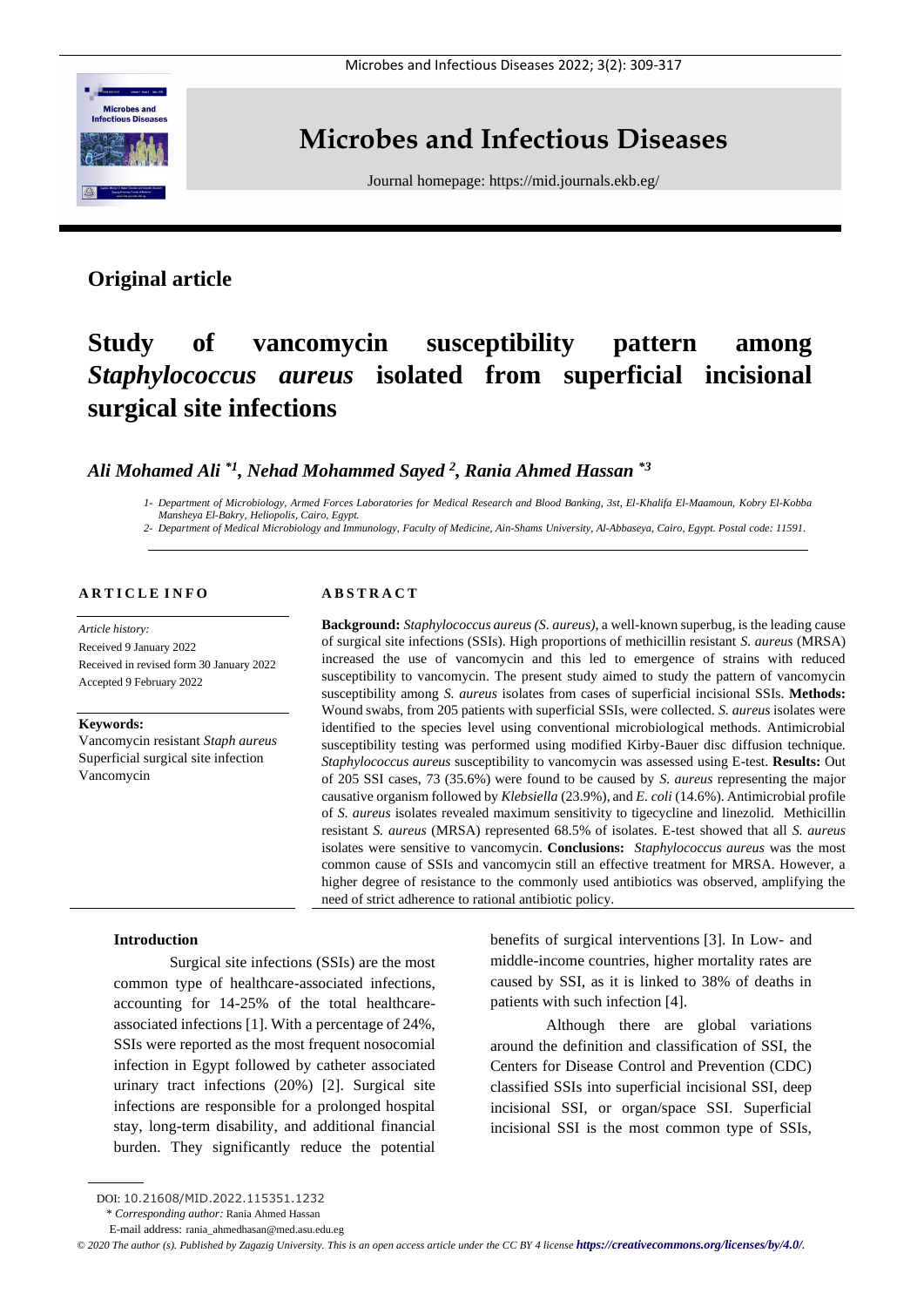**Original article**

# Study of vancomycin susceptibility pattern among *Staphylococcus aureus* isolated from superficial incisional surgical site infections

***Ali Mohamed Ali *[1], Nehad Mohammed Sayed [2], Rania Ahmed Hassan *[3]***

*1- Department of Microbiology, Armed Forces Laboratories for Medical Research and Blood Banking, 3st, El-Khalifa El-Maamoun, Kobry El-Kobba Mansheya El-Bakry, Heliopolis, Cairo, Egypt.*
*2- Department of Medical Microbiology and Immunology, Faculty of Medicine, Ain-Shams University, Al-Abbaseya, Cairo, Egypt. Postal code: 11591.*

**ARTICLE INFO**

*Article history:*
Received 9 January 2022
Received in revised form 30 January 2022
Accepted 9 February 2022

**Keywords:**
Vancomycin resistant *Staph aureus*
Superficial surgical site infection
Vancomycin

**ABSTRACT**

**Background:** *Staphylococcus aureus (S. aureus)*, a well-known superbug, is the leading cause of surgical site infections (SSIs). High proportions of methicillin resistant *S. aureus* (MRSA) increased the use of vancomycin and this led to emergence of strains with reduced susceptibility to vancomycin. The present study aimed to study the pattern of vancomycin susceptibility among *S. aureus* isolates from cases of superficial incisional SSIs. **Methods:** Wound swabs, from 205 patients with superficial SSIs, were collected. *S. aureus* isolates were identified to the species level using conventional microbiological methods. Antimicrobial susceptibility testing was performed using modified Kirby-Bauer disc diffusion technique. *Staphylococcus aureus* susceptibility to vancomycin was assessed using E-test. **Results:** Out of 205 SSI cases, 73 (35.6%) were found to be caused by *S. aureus* representing the major causative organism followed by *Klebsiella* (23.9%), and *E. coli* (14.6%). Antimicrobial profile of *S. aureus* isolates revealed maximum sensitivity to tigecycline and linezolid. Methicillin resistant *S. aureus* (MRSA) represented 68.5% of isolates. E-test showed that all *S. aureus* isolates were sensitive to vancomycin. **Conclusions:** *Staphylococcus aureus* was the most common cause of SSIs and vancomycin still an effective treatment for MRSA. However, a higher degree of resistance to the commonly used antibiotics was observed, amplifying the need of strict adherence to rational antibiotic policy.

## Introduction

Surgical site infections (SSIs) are the most common type of healthcare-associated infections, accounting for 14-25% of the total healthcare-associated infections [1]. With a percentage of 24%, SSIs were reported as the most frequent nosocomial infection in Egypt followed by catheter associated urinary tract infections (20%) [2]. Surgical site infections are responsible for a prolonged hospital stay, long-term disability, and additional financial burden. They significantly reduce the potential benefits of surgical interventions [3]. In Low- and middle-income countries, higher mortality rates are caused by SSI, as it is linked to 38% of deaths in patients with such infection [4].

Although there are global variations around the definition and classification of SSI, the Centers for Disease Control and Prevention (CDC) classified SSIs into superficial incisional SSI, deep incisional SSI, or organ/space SSI. Superficial incisional SSI is the most common type of SSIs,

DOI: 10.21608/MID.2022.115351.1232
\* *Corresponding author:* Rania Ahmed Hassan
E-mail address: rania_ahmedhasan@med.asu.edu.eg

*© 2020 The author (s). Published by Zagazig University. This is an open access article under the CC BY 4 license* ***https://creativecommons.org/licenses/by/4.0/***.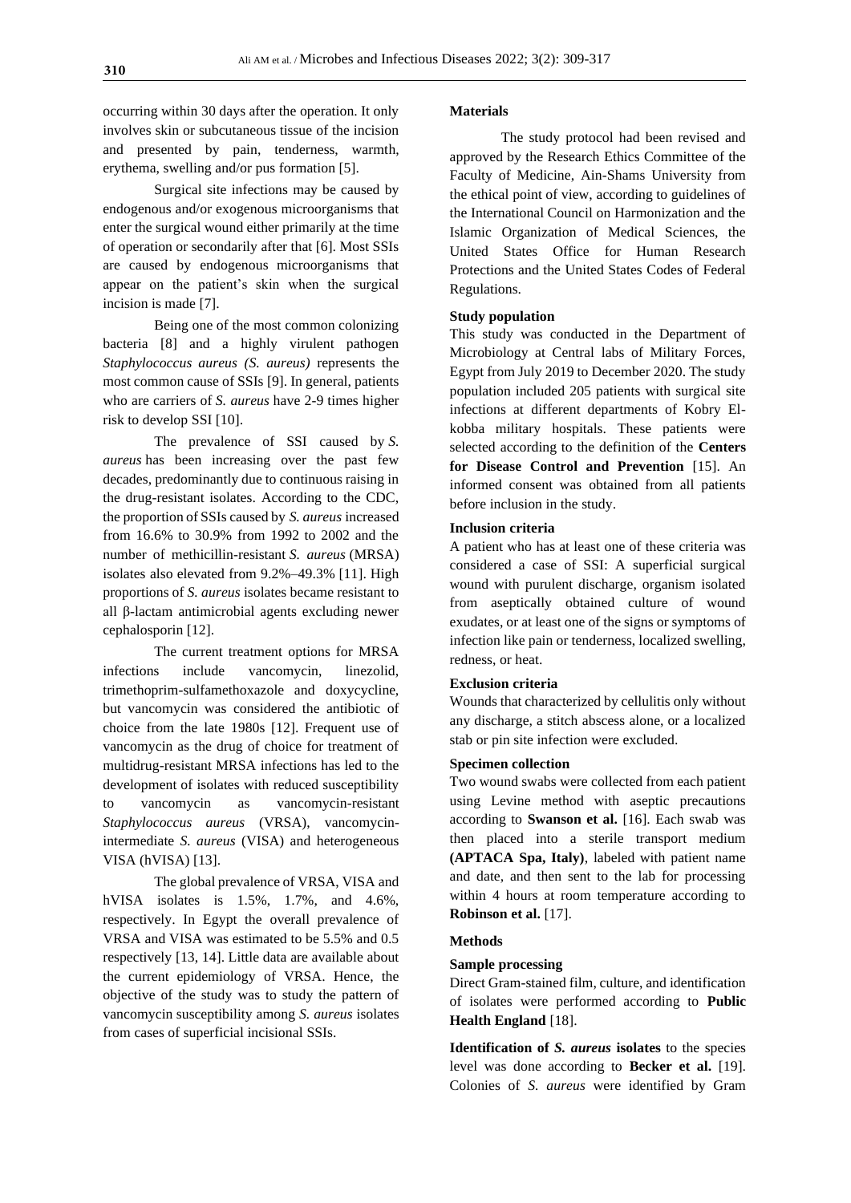occurring within 30 days after the operation. It only involves skin or subcutaneous tissue of the incision and presented by pain, tenderness, warmth, erythema, swelling and/or pus formation [5].

Surgical site infections may be caused by endogenous and/or exogenous microorganisms that enter the surgical wound either primarily at the time of operation or secondarily after that [6]. Most SSIs are caused by endogenous microorganisms that appear on the patient's skin when the surgical incision is made [7].

Being one of the most common colonizing bacteria [8] and a highly virulent pathogen *Staphylococcus aureus (S. aureus)* represents the most common cause of SSIs [9]. In general, patients who are carriers of *S. aureus* have 2-9 times higher risk to develop SSI [10].

The prevalence of SSI caused by *S. aureus* has been increasing over the past few decades, predominantly due to continuous raising in the drug-resistant isolates. According to the CDC, the proportion of SSIs caused by *S. aureus* increased from 16.6% to 30.9% from 1992 to 2002 and the number of methicillin-resistant *S. aureus* (MRSA) isolates also elevated from 9.2%–49.3% [11]. High proportions of *S. aureus* isolates became resistant to all β-lactam antimicrobial agents excluding newer cephalosporin [12].

The current treatment options for MRSA infections include vancomycin, linezolid, trimethoprim-sulfamethoxazole and doxycycline, but vancomycin was considered the antibiotic of choice from the late 1980s [12]. Frequent use of vancomycin as the drug of choice for treatment of multidrug-resistant MRSA infections has led to the development of isolates with reduced susceptibility to vancomycin as vancomycin-resistant *Staphylococcus aureus* (VRSA), vancomycin-intermediate *S. aureus* (VISA) and heterogeneous VISA (hVISA) [13].

The global prevalence of VRSA, VISA and hVISA isolates is 1.5%, 1.7%, and 4.6%, respectively. In Egypt the overall prevalence of VRSA and VISA was estimated to be 5.5% and 0.5 respectively [13, 14]. Little data are available about the current epidemiology of VRSA. Hence, the objective of the study was to study the pattern of vancomycin susceptibility among *S. aureus* isolates from cases of superficial incisional SSIs.

### Materials

The study protocol had been revised and approved by the Research Ethics Committee of the Faculty of Medicine, Ain-Shams University from the ethical point of view, according to guidelines of the International Council on Harmonization and the Islamic Organization of Medical Sciences, the United States Office for Human Research Protections and the United States Codes of Federal Regulations.

#### Study population

This study was conducted in the Department of Microbiology at Central labs of Military Forces, Egypt from July 2019 to December 2020. The study population included 205 patients with surgical site infections at different departments of Kobry El-kobba military hospitals. These patients were selected according to the definition of the **Centers for Disease Control and Prevention** [15]. An informed consent was obtained from all patients before inclusion in the study.

#### Inclusion criteria

A patient who has at least one of these criteria was considered a case of SSI: A superficial surgical wound with purulent discharge, organism isolated from aseptically obtained culture of wound exudates, or at least one of the signs or symptoms of infection like pain or tenderness, localized swelling, redness, or heat.

#### Exclusion criteria

Wounds that characterized by cellulitis only without any discharge, a stitch abscess alone, or a localized stab or pin site infection were excluded.

#### Specimen collection

Two wound swabs were collected from each patient using Levine method with aseptic precautions according to **Swanson et al.** [16]. Each swab was then placed into a sterile transport medium **(APTACA Spa, Italy)**, labeled with patient name and date, and then sent to the lab for processing within 4 hours at room temperature according to **Robinson et al.** [17].

### Methods

#### Sample processing

Direct Gram-stained film, culture, and identification of isolates were performed according to **Public Health England** [18].

**Identification of *S. aureus* isolates** to the species level was done according to **Becker et al.** [19]. Colonies of *S. aureus* were identified by Gram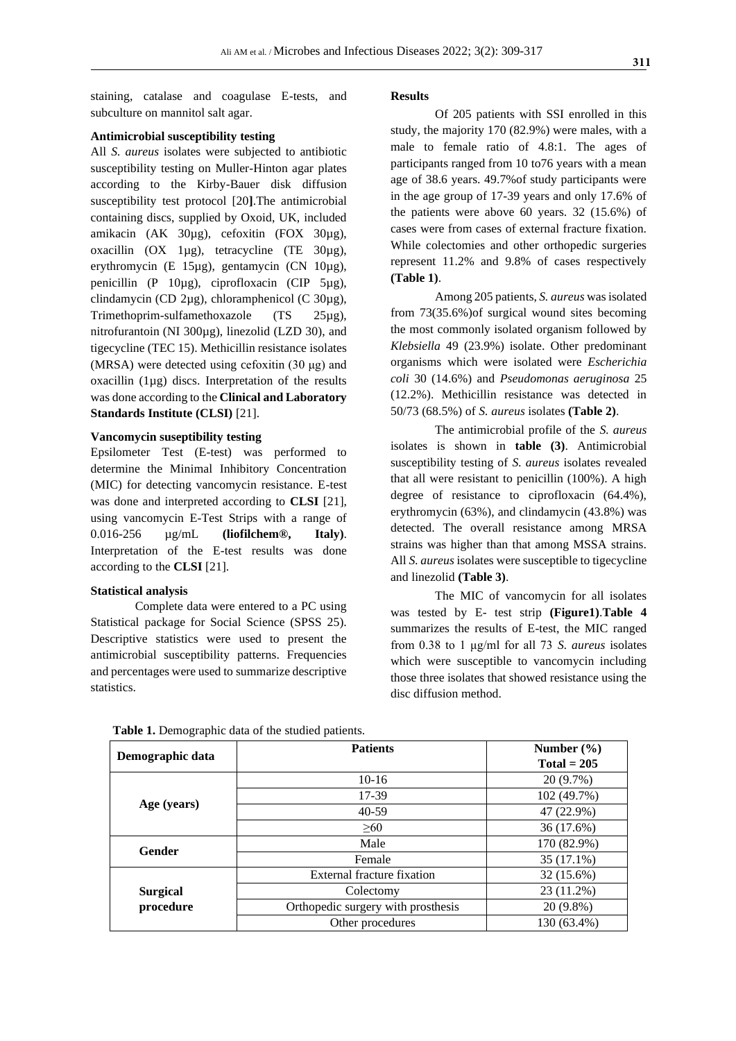staining, catalase and coagulase E-tests, and subculture on mannitol salt agar.

**Antimicrobial susceptibility testing**

All *S. aureus* isolates were subjected to antibiotic susceptibility testing on Muller-Hinton agar plates according to the Kirby-Bauer disk diffusion susceptibility test protocol [20**]**.The antimicrobial containing discs, supplied by Oxoid, UK, included amikacin (AK 30µg), cefoxitin (FOX 30µg), oxacillin (OX 1µg), tetracycline (TE 30µg), erythromycin (E 15µg), gentamycin (CN 10µg), penicillin (P 10µg), ciprofloxacin (CIP 5µg), clindamycin (CD 2µg), chloramphenicol (C 30µg), Trimethoprim-sulfamethoxazole (TS 25µg), nitrofurantoin (NI 300µg), linezolid (LZD 30), and tigecycline (TEC 15). Methicillin resistance isolates (MRSA) were detected using cefoxitin (30 µg) and oxacillin (1µg) discs. Interpretation of the results was done according to the **Clinical and Laboratory Standards Institute (CLSI)** [21].

**Vancomycin suseptibility testing**

Epsilometer Test (E-test) was performed to determine the Minimal Inhibitory Concentration (MIC) for detecting vancomycin resistance. E-test was done and interpreted according to **CLSI** [21], using vancomycin E-Test Strips with a range of 0.016-256 µg/mL **(liofilchem®, Italy)**. Interpretation of the E-test results was done according to the **CLSI** [21].

**Statistical analysis**

Complete data were entered to a PC using Statistical package for Social Science (SPSS 25). Descriptive statistics were used to present the antimicrobial susceptibility patterns. Frequencies and percentages were used to summarize descriptive statistics.

**Results**

Of 205 patients with SSI enrolled in this study, the majority 170 (82.9%) were males, with a male to female ratio of 4.8:1. The ages of participants ranged from 10 to76 years with a mean age of 38.6 years. 49.7%of study participants were in the age group of 17-39 years and only 17.6% of the patients were above 60 years. 32 (15.6%) of cases were from cases of external fracture fixation. While colectomies and other orthopedic surgeries represent 11.2% and 9.8% of cases respectively **(Table 1)**.

Among 205 patients, *S. aureus* was isolated from 73(35.6%)of surgical wound sites becoming the most commonly isolated organism followed by *Klebsiella* 49 (23.9%) isolate. Other predominant organisms which were isolated were *Escherichia coli* 30 (14.6%) and *Pseudomonas aeruginosa* 25 (12.2%). Methicillin resistance was detected in 50/73 (68.5%) of *S. aureus* isolates **(Table 2)**.

The antimicrobial profile of the *S. aureus* isolates is shown in **table (3)**. Antimicrobial susceptibility testing of *S. aureus* isolates revealed that all were resistant to penicillin (100%). A high degree of resistance to ciprofloxacin (64.4%), erythromycin (63%), and clindamycin (43.8%) was detected. The overall resistance among MRSA strains was higher than that among MSSA strains. All *S. aureus* isolates were susceptible to tigecycline and linezolid **(Table 3)**.

The MIC of vancomycin for all isolates was tested by E- test strip **(Figure1)**.**Table 4** summarizes the results of E-test, the MIC ranged from 0.38 to 1 µg/ml for all 73 *S. aureus* isolates which were susceptible to vancomycin including those three isolates that showed resistance using the disc diffusion method.

**Table 1.** Demographic data of the studied patients.

| Demographic data | Patients | Number (%) Total = 205 |
|---|---|---|
| Age (years) | 10-16 | 20 (9.7%) |
| | 17-39 | 102 (49.7%) |
| | 40-59 | 47 (22.9%) |
| | ≥60 | 36 (17.6%) |
| Gender | Male | 170 (82.9%) |
| | Female | 35 (17.1%) |
| Surgical procedure | External fracture fixation | 32 (15.6%) |
| | Colectomy | 23 (11.2%) |
| | Orthopedic surgery with prosthesis | 20 (9.8%) |
| | Other procedures | 130 (63.4%) |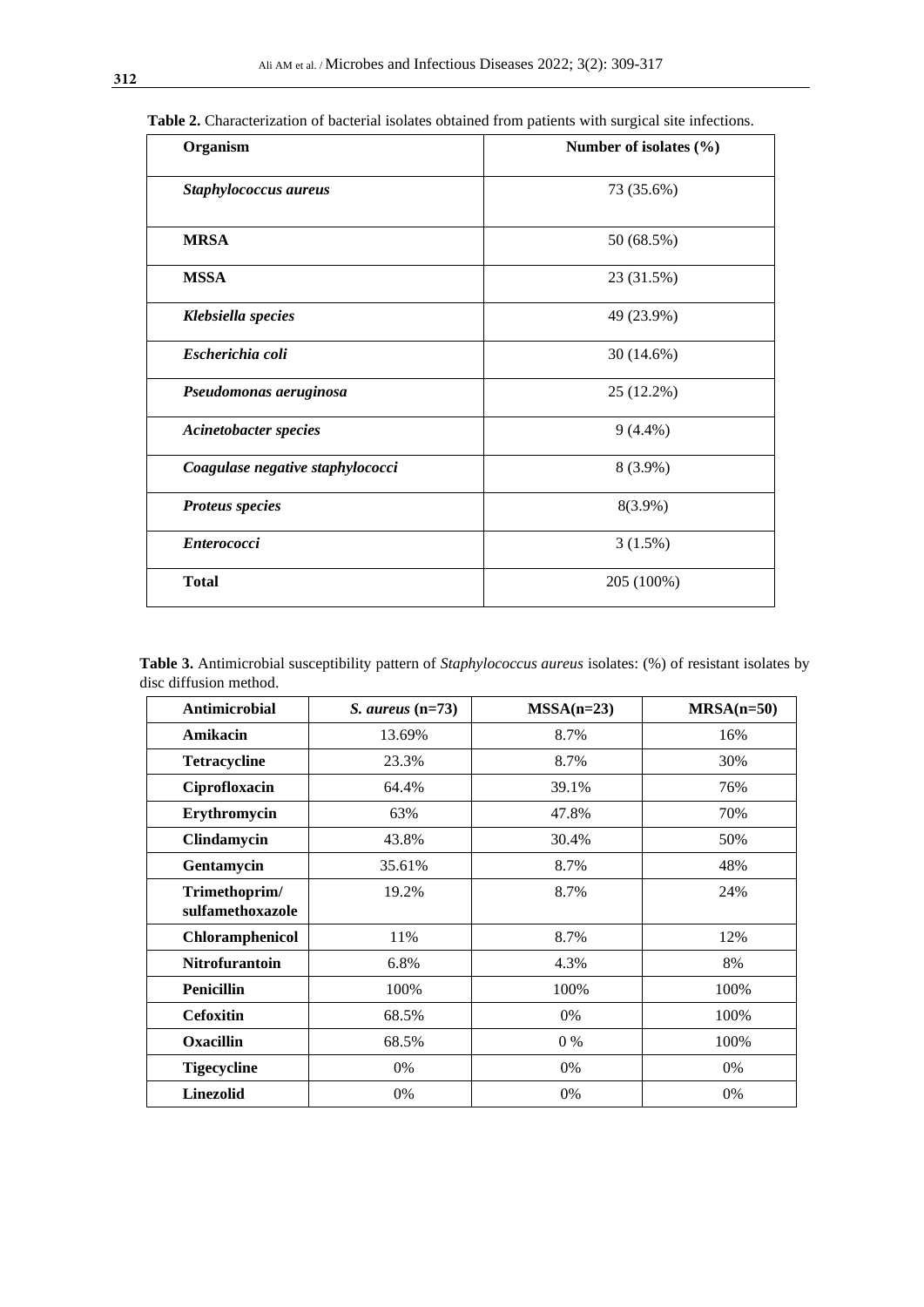**Table 2.** Characterization of bacterial isolates obtained from patients with surgical site infections.

| Organism | Number of isolates (%) |
|---|---|
| ***Staphylococcus aureus*** | 73 (35.6%) |
| **MRSA** | 50 (68.5%) |
| **MSSA** | 23 (31.5%) |
| ***Klebsiella species*** | 49 (23.9%) |
| ***Escherichia coli*** | 30 (14.6%) |
| ***Pseudomonas aeruginosa*** | 25 (12.2%) |
| ***Acinetobacter species*** | 9 (4.4%) |
| ***Coagulase negative staphylococci*** | 8 (3.9%) |
| ***Proteus species*** | 8(3.9%) |
| ***Enterococci*** | 3 (1.5%) |
| **Total** | 205 (100%) |

**Table 3.** Antimicrobial susceptibility pattern of *Staphylococcus aureus* isolates: (%) of resistant isolates by disc diffusion method.

| Antimicrobial | *S. aureus* (n=73) | MSSA(n=23) | MRSA(n=50) |
|---|---|---|---|
| **Amikacin** | 13.69% | 8.7% | 16% |
| **Tetracycline** | 23.3% | 8.7% | 30% |
| **Ciprofloxacin** | 64.4% | 39.1% | 76% |
| **Erythromycin** | 63% | 47.8% | 70% |
| **Clindamycin** | 43.8% | 30.4% | 50% |
| **Gentamycin** | 35.61% | 8.7% | 48% |
| **Trimethoprim/ sulfamethoxazole** | 19.2% | 8.7% | 24% |
| **Chloramphenicol** | 11% | 8.7% | 12% |
| **Nitrofurantoin** | 6.8% | 4.3% | 8% |
| **Penicillin** | 100% | 100% | 100% |
| **Cefoxitin** | 68.5% | 0% | 100% |
| **Oxacillin** | 68.5% | 0 % | 100% |
| **Tigecycline** | 0% | 0% | 0% |
| **Linezolid** | 0% | 0% | 0% |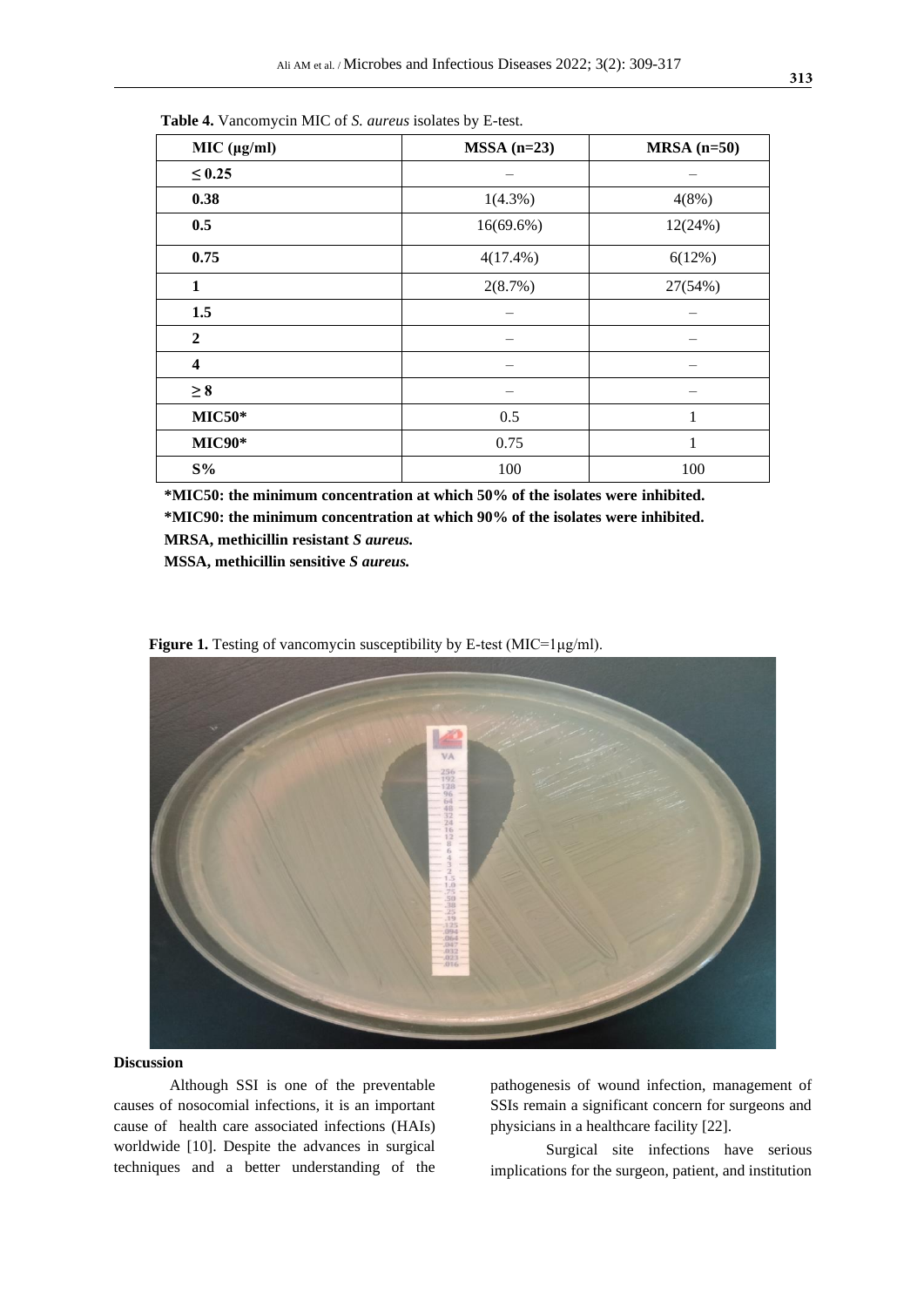**Table 4.** Vancomycin MIC of *S. aureus* isolates by E-test.

| MIC (μg/ml) | MSSA (n=23) | MRSA (n=50) |
|---|---|---|
| **≤ 0.25** | – | – |
| **0.38** | 1(4.3%) | 4(8%) |
| **0.5** | 16(69.6%) | 12(24%) |
| **0.75** | 4(17.4%) | 6(12%) |
| **1** | 2(8.7%) | 27(54%) |
| **1.5** | – | – |
| **2** | – | – |
| **4** | – | – |
| **≥ 8** | – | – |
| **MIC50*** | 0.5 | 1 |
| **MIC90*** | 0.75 | 1 |
| **S%** | 100 | 100 |

**\*MIC50: the minimum concentration at which 50% of the isolates were inhibited.**
**\*MIC90: the minimum concentration at which 90% of the isolates were inhibited.**
**MRSA, methicillin resistant *S aureus.***
**MSSA, methicillin sensitive *S aureus.***

**Figure 1.** Testing of vancomycin susceptibility by E-test (MIC=1μg/ml).

## Discussion

Although SSI is one of the preventable causes of nosocomial infections, it is an important cause of health care associated infections (HAIs) worldwide [10]. Despite the advances in surgical techniques and a better understanding of the pathogenesis of wound infection, management of SSIs remain a significant concern for surgeons and physicians in a healthcare facility [22].

Surgical site infections have serious implications for the surgeon, patient, and institution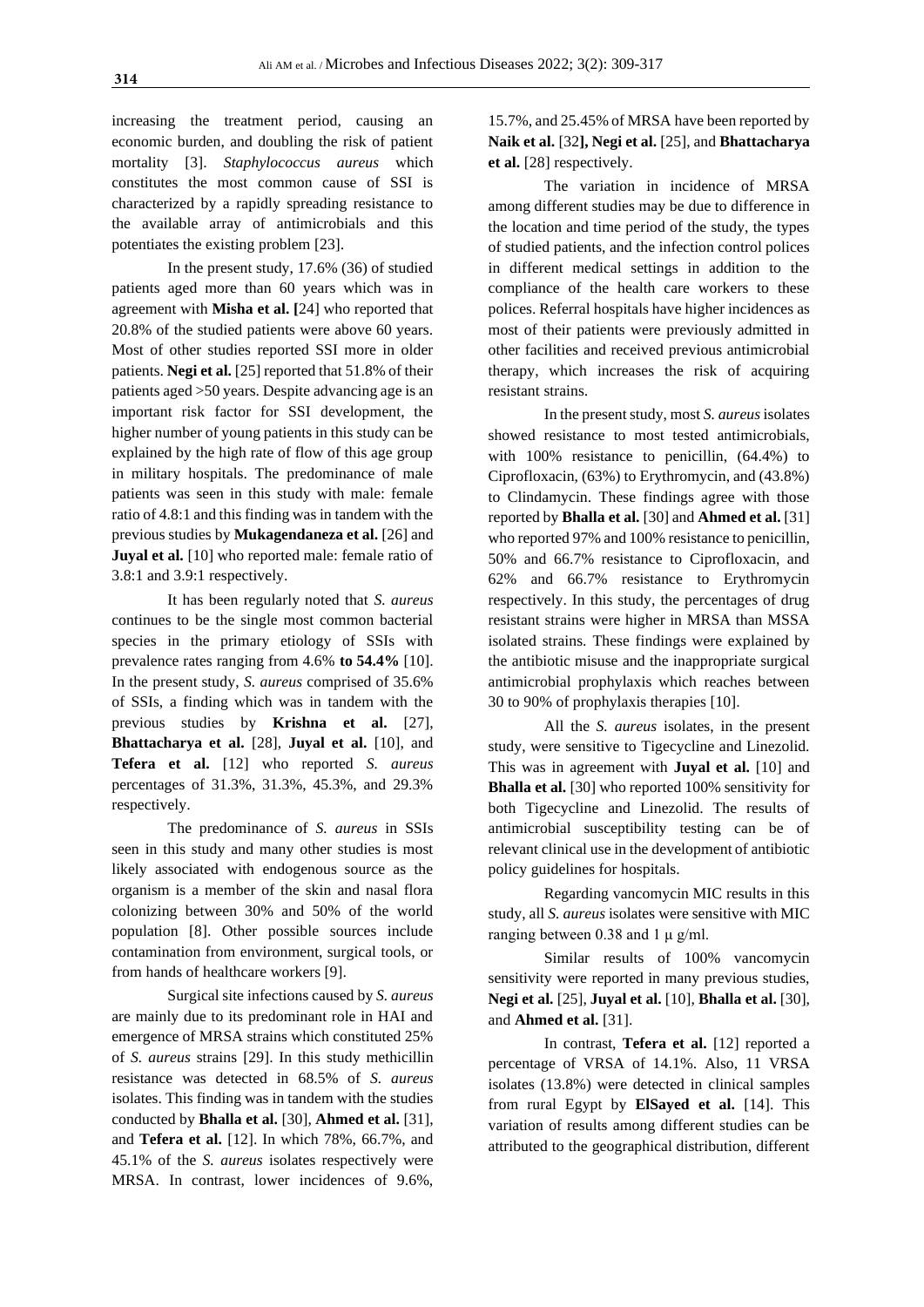increasing the treatment period, causing an economic burden, and doubling the risk of patient mortality [3]. *Staphylococcus aureus* which constitutes the most common cause of SSI is characterized by a rapidly spreading resistance to the available array of antimicrobials and this potentiates the existing problem [23].

In the present study, 17.6% (36) of studied patients aged more than 60 years which was in agreement with **Misha et al. [**24] who reported that 20.8% of the studied patients were above 60 years. Most of other studies reported SSI more in older patients. **Negi et al.** [25] reported that 51.8% of their patients aged >50 years. Despite advancing age is an important risk factor for SSI development, the higher number of young patients in this study can be explained by the high rate of flow of this age group in military hospitals. The predominance of male patients was seen in this study with male: female ratio of 4.8:1 and this finding was in tandem with the previous studies by **Mukagendaneza et al.** [26] and **Juyal et al.** [10] who reported male: female ratio of 3.8:1 and 3.9:1 respectively.

It has been regularly noted that *S. aureus* continues to be the single most common bacterial species in the primary etiology of SSIs with prevalence rates ranging from 4.6% **to 54.4%** [10]. In the present study, *S. aureus* comprised of 35.6% of SSIs, a finding which was in tandem with the previous studies by **Krishna et al.** [27], **Bhattacharya et al.** [28], **Juyal et al.** [10], and **Tefera et al.** [12] who reported *S. aureus* percentages of 31.3%, 31.3%, 45.3%, and 29.3% respectively.

The predominance of *S. aureus* in SSIs seen in this study and many other studies is most likely associated with endogenous source as the organism is a member of the skin and nasal flora colonizing between 30% and 50% of the world population [8]. Other possible sources include contamination from environment, surgical tools, or from hands of healthcare workers [9].

Surgical site infections caused by *S. aureus* are mainly due to its predominant role in HAI and emergence of MRSA strains which constituted 25% of *S. aureus* strains [29]. In this study methicillin resistance was detected in 68.5% of *S. aureus* isolates. This finding was in tandem with the studies conducted by **Bhalla et al.** [30], **Ahmed et al.** [31], and **Tefera et al.** [12]. In which 78%, 66.7%, and 45.1% of the *S. aureus* isolates respectively were MRSA. In contrast, lower incidences of 9.6%, 15.7%, and 25.45% of MRSA have been reported by **Naik et al.** [32**], Negi et al.** [25], and **Bhattacharya et al.** [28] respectively.

The variation in incidence of MRSA among different studies may be due to difference in the location and time period of the study, the types of studied patients, and the infection control polices in different medical settings in addition to the compliance of the health care workers to these polices. Referral hospitals have higher incidences as most of their patients were previously admitted in other facilities and received previous antimicrobial therapy, which increases the risk of acquiring resistant strains.

In the present study, most *S. aureus* isolates showed resistance to most tested antimicrobials, with 100% resistance to penicillin, (64.4%) to Ciprofloxacin, (63%) to Erythromycin, and (43.8%) to Clindamycin. These findings agree with those reported by **Bhalla et al.** [30] and **Ahmed et al.** [31] who reported 97% and 100% resistance to penicillin, 50% and 66.7% resistance to Ciprofloxacin, and 62% and 66.7% resistance to Erythromycin respectively. In this study, the percentages of drug resistant strains were higher in MRSA than MSSA isolated strains. These findings were explained by the antibiotic misuse and the inappropriate surgical antimicrobial prophylaxis which reaches between 30 to 90% of prophylaxis therapies [10].

All the *S. aureus* isolates, in the present study, were sensitive to Tigecycline and Linezolid. This was in agreement with **Juyal et al.** [10] and **Bhalla et al.** [30] who reported 100% sensitivity for both Tigecycline and Linezolid. The results of antimicrobial susceptibility testing can be of relevant clinical use in the development of antibiotic policy guidelines for hospitals.

Regarding vancomycin MIC results in this study, all *S. aureus* isolates were sensitive with MIC ranging between 0.38 and 1 μ g/ml.

Similar results of 100% vancomycin sensitivity were reported in many previous studies, **Negi et al.** [25], **Juyal et al.** [10], **Bhalla et al.** [30], and **Ahmed et al.** [31].

In contrast, **Tefera et al.** [12] reported a percentage of VRSA of 14.1%. Also, 11 VRSA isolates (13.8%) were detected in clinical samples from rural Egypt by **ElSayed et al.** [14]. This variation of results among different studies can be attributed to the geographical distribution, different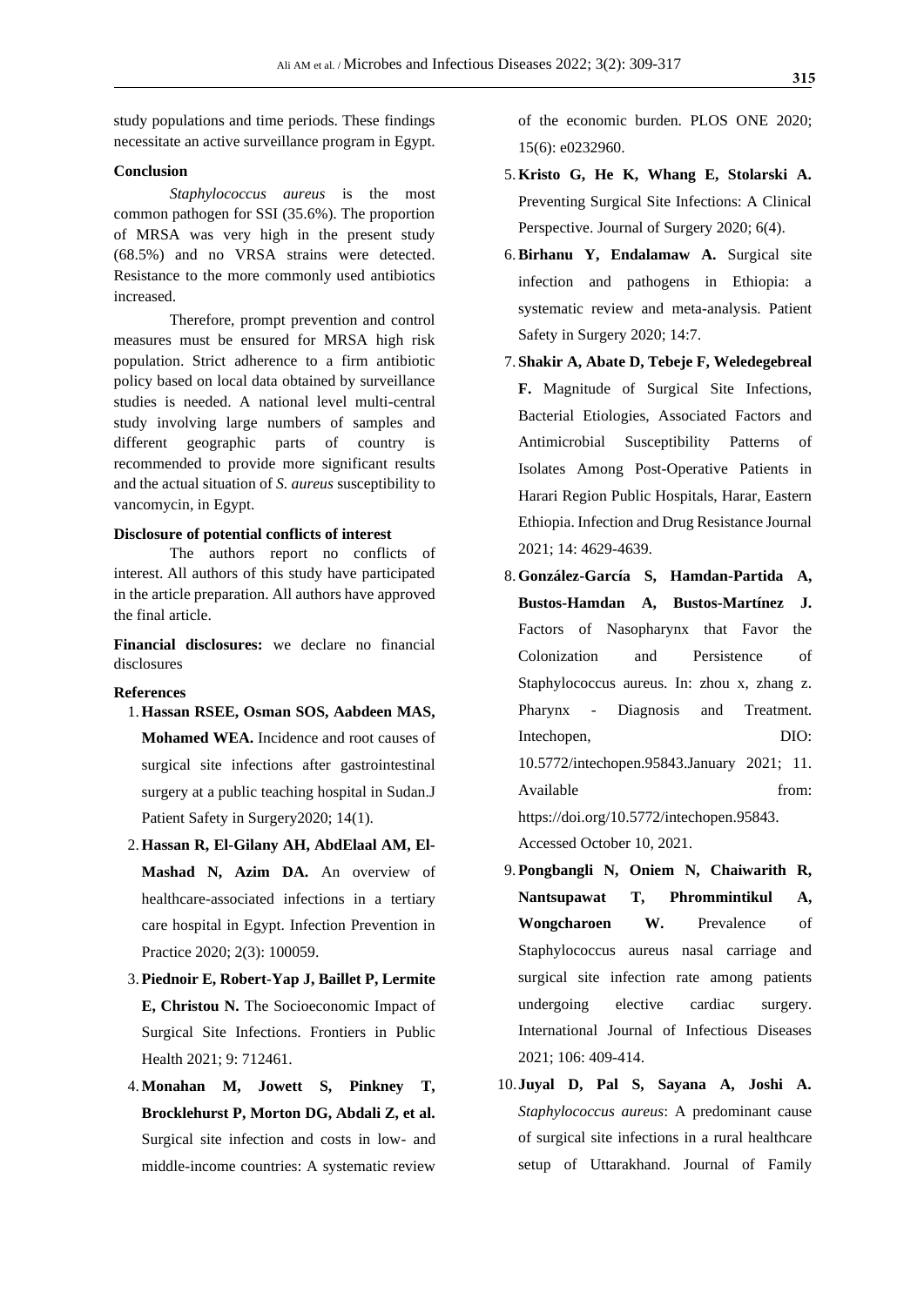study populations and time periods. These findings necessitate an active surveillance program in Egypt.

**Conclusion**

*Staphylococcus aureus* is the most common pathogen for SSI (35.6%). The proportion of MRSA was very high in the present study (68.5%) and no VRSA strains were detected. Resistance to the more commonly used antibiotics increased.

Therefore, prompt prevention and control measures must be ensured for MRSA high risk population. Strict adherence to a firm antibiotic policy based on local data obtained by surveillance studies is needed. A national level multi-central study involving large numbers of samples and different geographic parts of country is recommended to provide more significant results and the actual situation of *S. aureus* susceptibility to vancomycin, in Egypt.

**Disclosure of potential conflicts of interest**

The authors report no conflicts of interest. All authors of this study have participated in the article preparation. All authors have approved the final article.

**Financial disclosures:** we declare no financial disclosures

**References**

1. **Hassan RSEE, Osman SOS, Aabdeen MAS, Mohamed WEA.** Incidence and root causes of surgical site infections after gastrointestinal surgery at a public teaching hospital in Sudan.J Patient Safety in Surgery2020; 14(1).
2. **Hassan R, El-Gilany AH, AbdElaal AM, El-Mashad N, Azim DA.** An overview of healthcare-associated infections in a tertiary care hospital in Egypt. Infection Prevention in Practice 2020; 2(3): 100059.
3. **Piednoir E, Robert-Yap J, Baillet P, Lermite E, Christou N.** The Socioeconomic Impact of Surgical Site Infections. Frontiers in Public Health 2021; 9: 712461.
4. **Monahan M, Jowett S, Pinkney T, Brocklehurst P, Morton DG, Abdali Z, et al.** Surgical site infection and costs in low- and middle-income countries: A systematic review of the economic burden. PLOS ONE 2020; 15(6): e0232960.
5. **Kristo G, He K, Whang E, Stolarski A.** Preventing Surgical Site Infections: A Clinical Perspective. Journal of Surgery 2020; 6(4).
6. **Birhanu Y, Endalamaw A.** Surgical site infection and pathogens in Ethiopia: a systematic review and meta-analysis. Patient Safety in Surgery 2020; 14:7.
7. **Shakir A, Abate D, Tebeje F, Weledegebreal F.** Magnitude of Surgical Site Infections, Bacterial Etiologies, Associated Factors and Antimicrobial Susceptibility Patterns of Isolates Among Post-Operative Patients in Harari Region Public Hospitals, Harar, Eastern Ethiopia. Infection and Drug Resistance Journal 2021; 14: 4629-4639.
8. **González-García S, Hamdan-Partida A, Bustos-Hamdan A, Bustos-Martínez J.** Factors of Nasopharynx that Favor the Colonization and Persistence of Staphylococcus aureus. In: zhou x, zhang z. Pharynx - Diagnosis and Treatment. Intechopen, DIO: 10.5772/intechopen.95843.January 2021; 11. Available from: https://doi.org/10.5772/intechopen.95843. Accessed October 10, 2021.
9. **Pongbangli N, Oniem N, Chaiwarith R, Nantsupawat T, Phrommintikul A, Wongcharoen W.** Prevalence of Staphylococcus aureus nasal carriage and surgical site infection rate among patients undergoing elective cardiac surgery. International Journal of Infectious Diseases 2021; 106: 409-414.
10. **Juyal D, Pal S, Sayana A, Joshi A.** *Staphylococcus aureus*: A predominant cause of surgical site infections in a rural healthcare setup of Uttarakhand. Journal of Family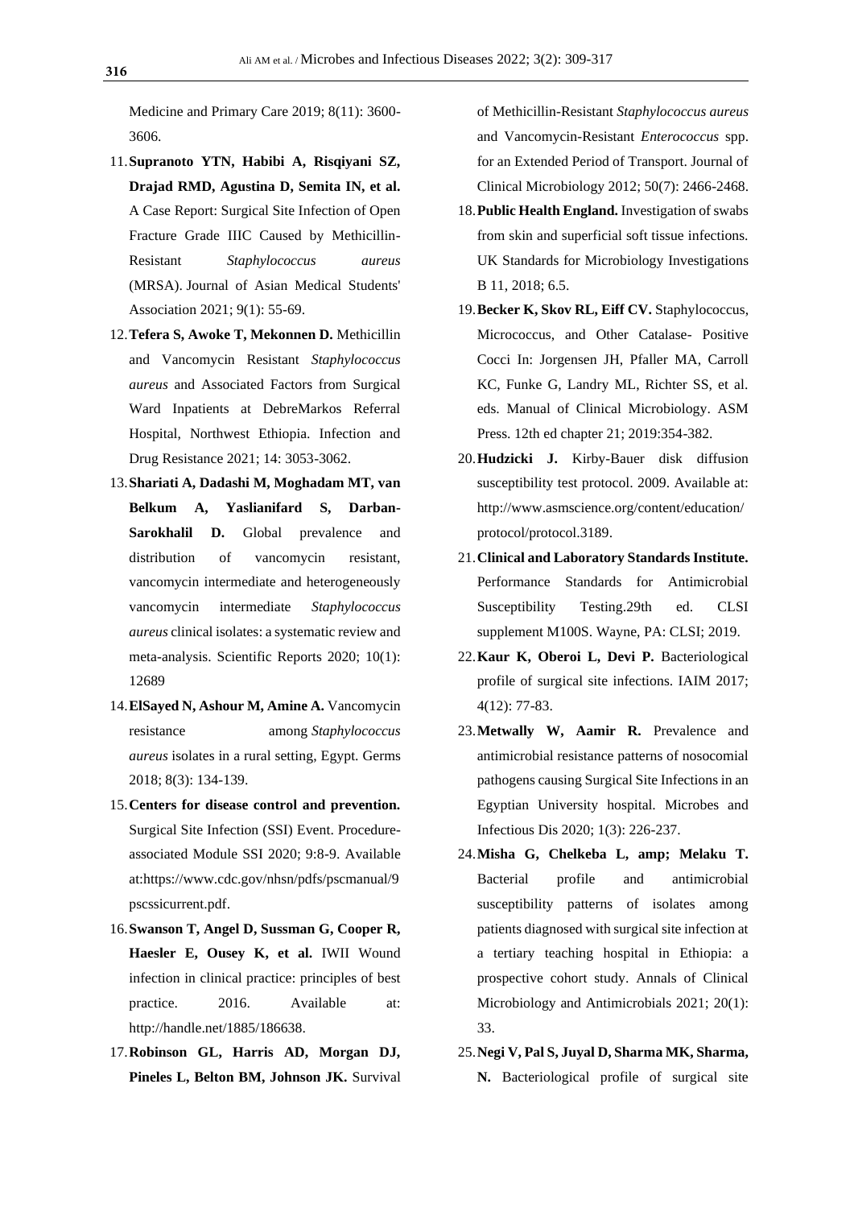Medicine and Primary Care 2019; 8(11): 3600-3606.

11. **Supranoto YTN, Habibi A, Risqiyani SZ, Drajad RMD, Agustina D, Semita IN, et al.** A Case Report: Surgical Site Infection of Open Fracture Grade IIIC Caused by Methicillin-Resistant *Staphylococcus aureus* (MRSA). Journal of Asian Medical Students' Association 2021; 9(1): 55-69.
12. **Tefera S, Awoke T, Mekonnen D.** Methicillin and Vancomycin Resistant *Staphylococcus aureus* and Associated Factors from Surgical Ward Inpatients at DebreMarkos Referral Hospital, Northwest Ethiopia. Infection and Drug Resistance 2021; 14: 3053-3062.
13. **Shariati A, Dadashi M, Moghadam MT, van Belkum A, Yaslianifard S, Darban-Sarokhalil D.** Global prevalence and distribution of vancomycin resistant, vancomycin intermediate and heterogeneously vancomycin intermediate *Staphylococcus aureus* clinical isolates: a systematic review and meta-analysis. Scientific Reports 2020; 10(1): 12689
14. **ElSayed N, Ashour M, Amine A.** Vancomycin resistance among *Staphylococcus aureus* isolates in a rural setting, Egypt. Germs 2018; 8(3): 134-139.
15. **Centers for disease control and prevention.** Surgical Site Infection (SSI) Event. Procedure-associated Module SSI 2020; 9:8-9. Available at:https://www.cdc.gov/nhsn/pdfs/pscmanual/9pscssicurrent.pdf.
16. **Swanson T, Angel D, Sussman G, Cooper R, Haesler E, Ousey K, et al.** IWII Wound infection in clinical practice: principles of best practice. 2016. Available at: http://handle.net/1885/186638.
17. **Robinson GL, Harris AD, Morgan DJ, Pineles L, Belton BM, Johnson JK.** Survival of Methicillin-Resistant *Staphylococcus aureus* and Vancomycin-Resistant *Enterococcus* spp. for an Extended Period of Transport. Journal of Clinical Microbiology 2012; 50(7): 2466-2468.
18. **Public Health England.** Investigation of swabs from skin and superficial soft tissue infections. UK Standards for Microbiology Investigations B 11, 2018; 6.5.
19. **Becker K, Skov RL, Eiff CV.** Staphylococcus, Micrococcus, and Other Catalase- Positive Cocci In: Jorgensen JH, Pfaller MA, Carroll KC, Funke G, Landry ML, Richter SS, et al. eds. Manual of Clinical Microbiology. ASM Press. 12th ed chapter 21; 2019:354-382.
20. **Hudzicki J.** Kirby-Bauer disk diffusion susceptibility test protocol. 2009. Available at: http://www.asmscience.org/content/education/protocol/protocol.3189.
21. **Clinical and Laboratory Standards Institute.** Performance Standards for Antimicrobial Susceptibility Testing.29th ed. CLSI supplement M100S. Wayne, PA: CLSI; 2019.
22. **Kaur K, Oberoi L, Devi P.** Bacteriological profile of surgical site infections. IAIM 2017; 4(12): 77-83.
23. **Metwally W, Aamir R.** Prevalence and antimicrobial resistance patterns of nosocomial pathogens causing Surgical Site Infections in an Egyptian University hospital. Microbes and Infectious Dis 2020; 1(3): 226-237.
24. **Misha G, Chelkeba L, amp; Melaku T.** Bacterial profile and antimicrobial susceptibility patterns of isolates among patients diagnosed with surgical site infection at a tertiary teaching hospital in Ethiopia: a prospective cohort study. Annals of Clinical Microbiology and Antimicrobials 2021; 20(1): 33.
25. **Negi V, Pal S, Juyal D, Sharma MK, Sharma, N.** Bacteriological profile of surgical site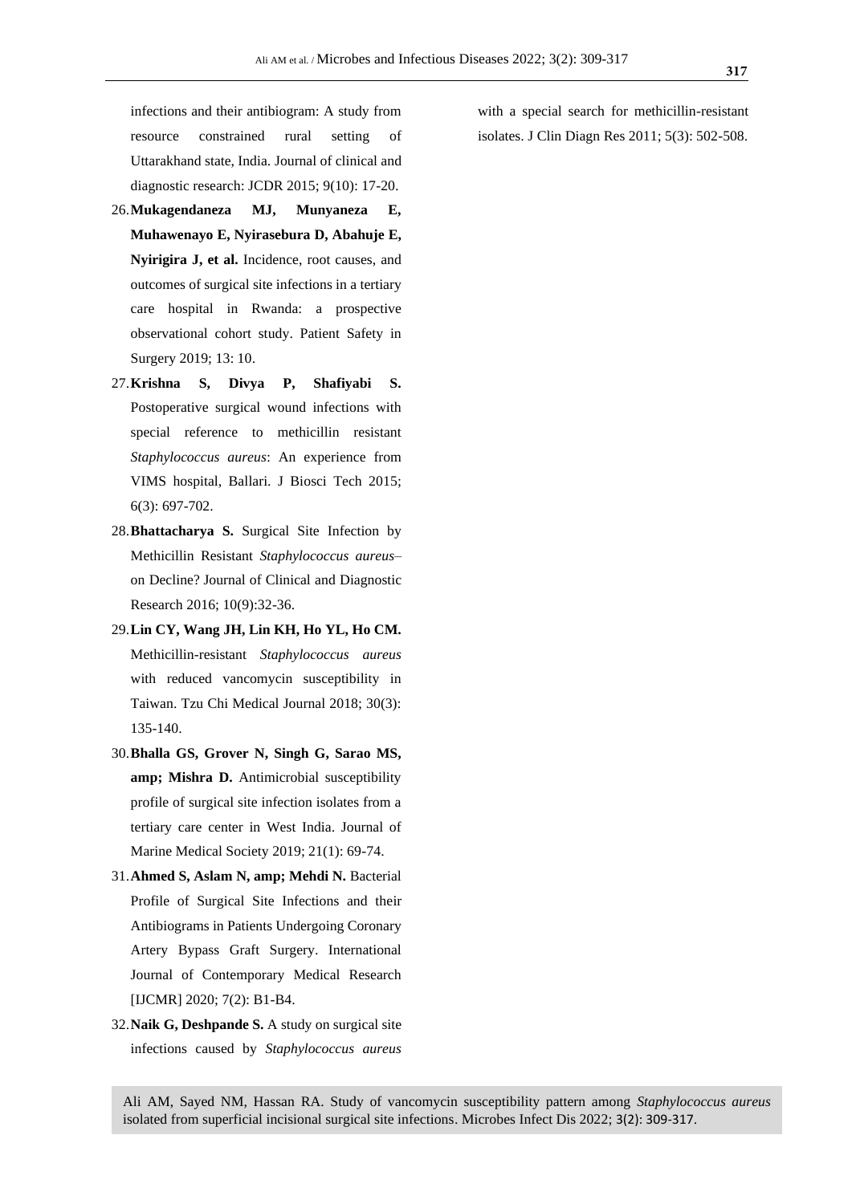infections and their antibiogram: A study from resource constrained rural setting of Uttarakhand state, India. Journal of clinical and diagnostic research: JCDR 2015; 9(10): 17-20.

26. **Mukagendaneza MJ, Munyaneza E, Muhawenayo E, Nyirasebura D, Abahuje E, Nyirigira J, et al.** Incidence, root causes, and outcomes of surgical site infections in a tertiary care hospital in Rwanda: a prospective observational cohort study. Patient Safety in Surgery 2019; 13: 10.

27. **Krishna S, Divya P, Shafiyabi S.** Postoperative surgical wound infections with special reference to methicillin resistant *Staphylococcus aureus*: An experience from VIMS hospital, Ballari. J Biosci Tech 2015; 6(3): 697-702.

28. **Bhattacharya S.** Surgical Site Infection by Methicillin Resistant *Staphylococcus aureus*– on Decline? Journal of Clinical and Diagnostic Research 2016; 10(9):32-36.

29. **Lin CY, Wang JH, Lin KH, Ho YL, Ho CM.** Methicillin-resistant *Staphylococcus aureus* with reduced vancomycin susceptibility in Taiwan. Tzu Chi Medical Journal 2018; 30(3): 135-140.

30. **Bhalla GS, Grover N, Singh G, Sarao MS, amp; Mishra D.** Antimicrobial susceptibility profile of surgical site infection isolates from a tertiary care center in West India. Journal of Marine Medical Society 2019; 21(1): 69-74.

31. **Ahmed S, Aslam N, amp; Mehdi N.** Bacterial Profile of Surgical Site Infections and their Antibiograms in Patients Undergoing Coronary Artery Bypass Graft Surgery. International Journal of Contemporary Medical Research [IJCMR] 2020; 7(2): B1-B4.

32. **Naik G, Deshpande S.** A study on surgical site infections caused by *Staphylococcus aureus* with a special search for methicillin-resistant isolates. J Clin Diagn Res 2011; 5(3): 502-508.

Ali AM, Sayed NM, Hassan RA. Study of vancomycin susceptibility pattern among *Staphylococcus aureus* isolated from superficial incisional surgical site infections. Microbes Infect Dis 2022; 3(2): 309-317.